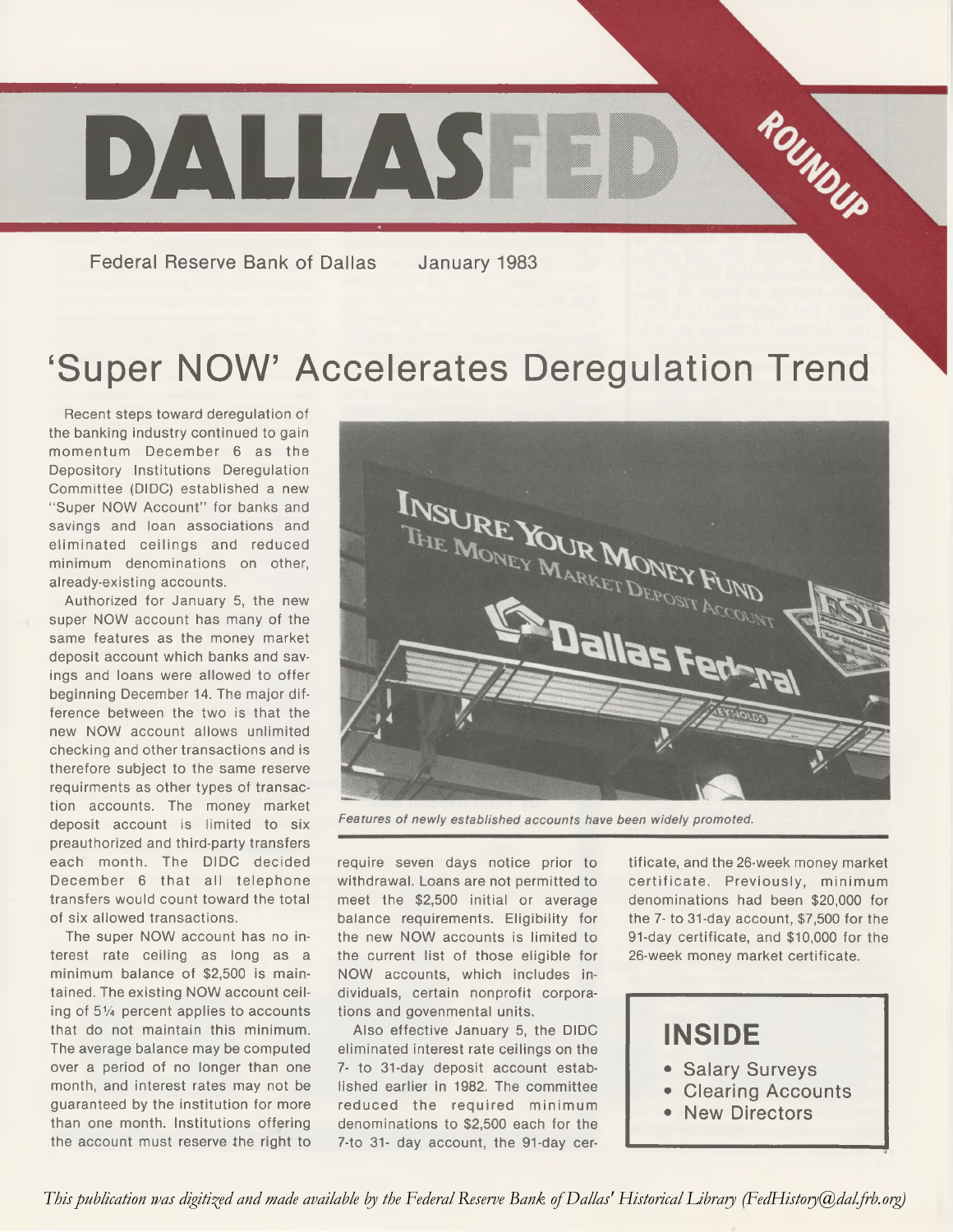# DALLASFED

ROUNDUP

Federal Reserve Bank of Dallas January 1983

## 'Super NOW' Accelerates Deregulation Trend

Recent steps toward deregulation of the banking industry continued to gain momentum December 6 as the Depository Institutions Deregulation Committee (DIDC) established a new "Super NOW Account" for banks and savings and loan associations and eliminated ceilings and reduced minimum denominations on other, already-existing accounts.

Authorized for January 5, the new super NOW account has many of the same features as the money market deposit account which banks and savings and loans were allowed to offer beginning December 14. The major difference between the two is that the new NOW account allows unlimited checking and other transactions and is therefore subject to the same reserve requirments as other types of transaction accounts. The money market deposit account is limited to six preauthorized and third-party transfers each month. The DIDC decided December 6 that all telephone transfers would count toward the total of six allowed transactions.

The super NOW account has no interest rate ceiling as long as a minimum balance of $2,500 is maintained. The existing NOW account ceiling of 5¼ percent applies to accounts that do not maintain this minimum. The average balance may be computed over a period of no longer than one month, and interest rates may not be guaranteed by the institution for more than one month. Institutions offering the account must reserve the right to require seven days notice prior to withdrawal. Loans are not permitted to meet the $2,500 initial or average balance requirements. Eligibility for the new NOW accounts is limited to the current list of those eligible for NOW accounts, which includes individuals, certain nonprofit corporations and govenmental units.

Also effective January 5, the DIDC eliminated interest rate ceilings on the 7- to 31-day deposit account established earlier in 1982. The committee reduced the required minimum denominations to $2,500 each for the 7-to 31- day account, the 91-day certificate, and the 26-week money market certificate. Previously, minimum denominations had been $20,000 for the 7- to 31-day account, $7,500 for the 91-day certificate, and $10,000 for the 26-week money market certificate.

*Features of newly established accounts have been widely promoted.*

**INSIDE**

- Salary Surveys
- Clearing Accounts
- New Directors

*This publication was digitized and made available by the Federal Reserve Bank of Dallas' Historical Library (FedHistory@dal.frb.org)*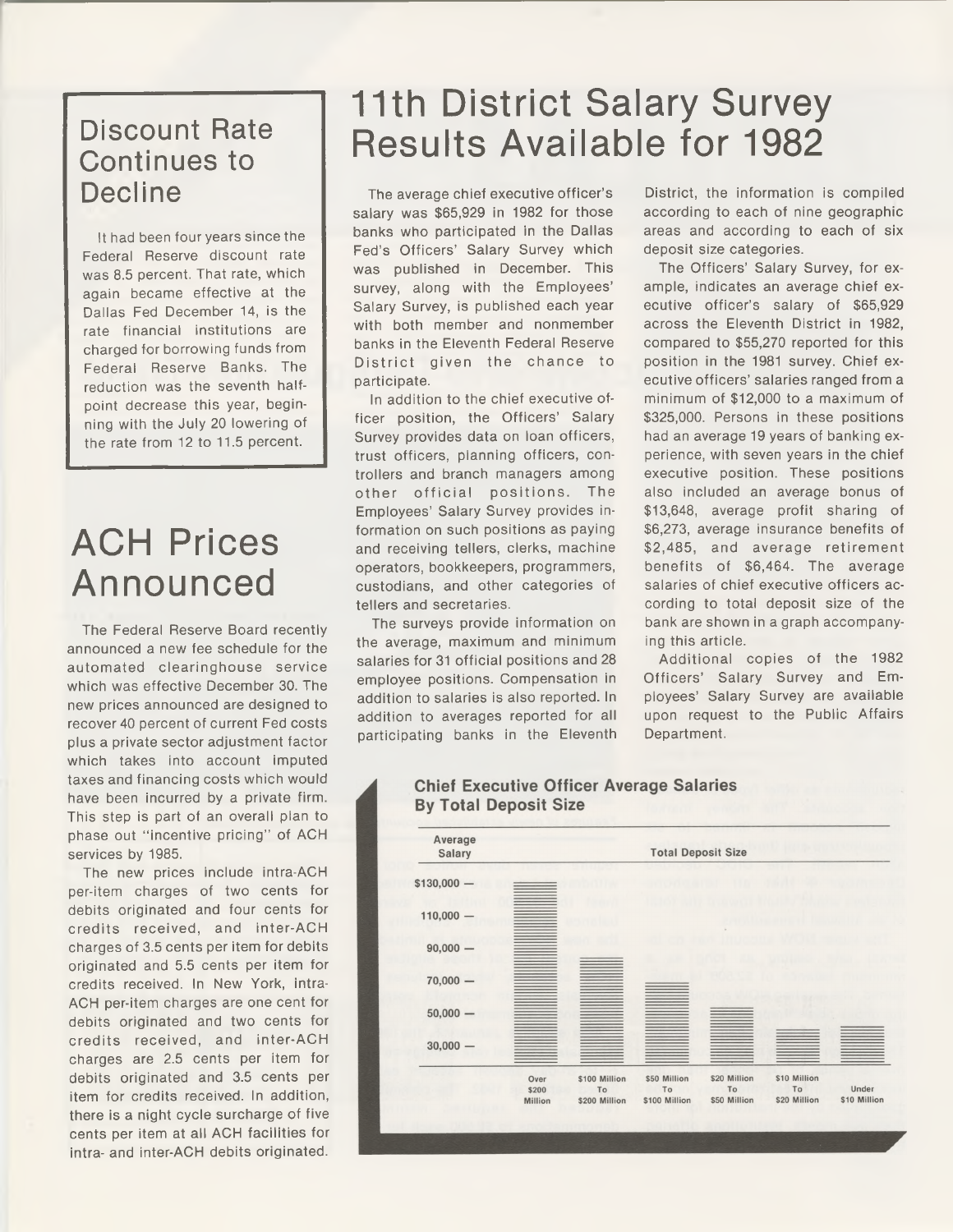## Discount Rate Continues to Decline

It had been four years since the Federal Reserve discount rate was 8.5 percent. That rate, which again became effective at the Dallas Fed December 14, is the rate financial institutions are charged for borrowing funds from Federal Reserve Banks. The reduction was the seventh half-point decrease this year, beginning with the July 20 lowering of the rate from 12 to 11.5 percent.

## ACH Prices Announced

The Federal Reserve Board recently announced a new fee schedule for the automated clearinghouse service which was effective December 30. The new prices announced are designed to recover 40 percent of current Fed costs plus a private sector adjustment factor which takes into account imputed taxes and financing costs which would have been incurred by a private firm. This step is part of an overall plan to phase out "incentive pricing" of ACH services by 1985.

The new prices include intra-ACH per-item charges of two cents for debits originated and four cents for credits received, and inter-ACH charges of 3.5 cents per item for debits originated and 5.5 cents per item for credits received. In New York, intra-ACH per-item charges are one cent for debits originated and two cents for credits received, and inter-ACH charges are 2.5 cents per item for debits originated and 3.5 cents per item for credits received. In addition, there is a night cycle surcharge of five cents per item at all ACH facilities for intra- and inter-ACH debits originated.

# 11th District Salary Survey Results Available for 1982

The average chief executive officer's salary was $65,929 in 1982 for those banks who participated in the Dallas Fed's Officers' Salary Survey which was published in December. This survey, along with the Employees' Salary Survey, is published each year with both member and nonmember banks in the Eleventh Federal Reserve District given the chance to participate.

In addition to the chief executive officer position, the Officers' Salary Survey provides data on loan officers, trust officers, planning officers, controllers and branch managers among other official positions. The Employees' Salary Survey provides information on such positions as paying and receiving tellers, clerks, machine operators, bookkeepers, programmers, custodians, and other categories of tellers and secretaries.

The surveys provide information on the average, maximum and minimum salaries for 31 official positions and 28 employee positions. Compensation in addition to salaries is also reported. In addition to averages reported for all participating banks in the Eleventh District, the information is compiled according to each of nine geographic areas and according to each of six deposit size categories.

The Officers' Salary Survey, for example, indicates an average chief executive officer's salary of $65,929 across the Eleventh District in 1982, compared to $55,270 reported for this position in the 1981 survey. Chief executive officers' salaries ranged from a minimum of $12,000 to a maximum of $325,000. Persons in these positions had an average 19 years of banking experience, with seven years in the chief executive position. These positions also included an average bonus of $13,648, average profit sharing of $6,273, average insurance benefits of $2,485, and average retirement benefits of $6,464. The average salaries of chief executive officers according to total deposit size of the bank are shown in a graph accompanying this article.

Additional copies of the 1982 Officers' Salary Survey and Employees' Salary Survey are available upon request to the Public Affairs Department.

**Chief Executive Officer Average Salaries By Total Deposit Size**

Average Salary (axis: $30,000 – $130,000); Total Deposit Size: Over $200 Million; $100 Million To $200 Million; $50 Million To $100 Million; $20 Million To $50 Million; $10 Million To $20 Million; Under $10 Million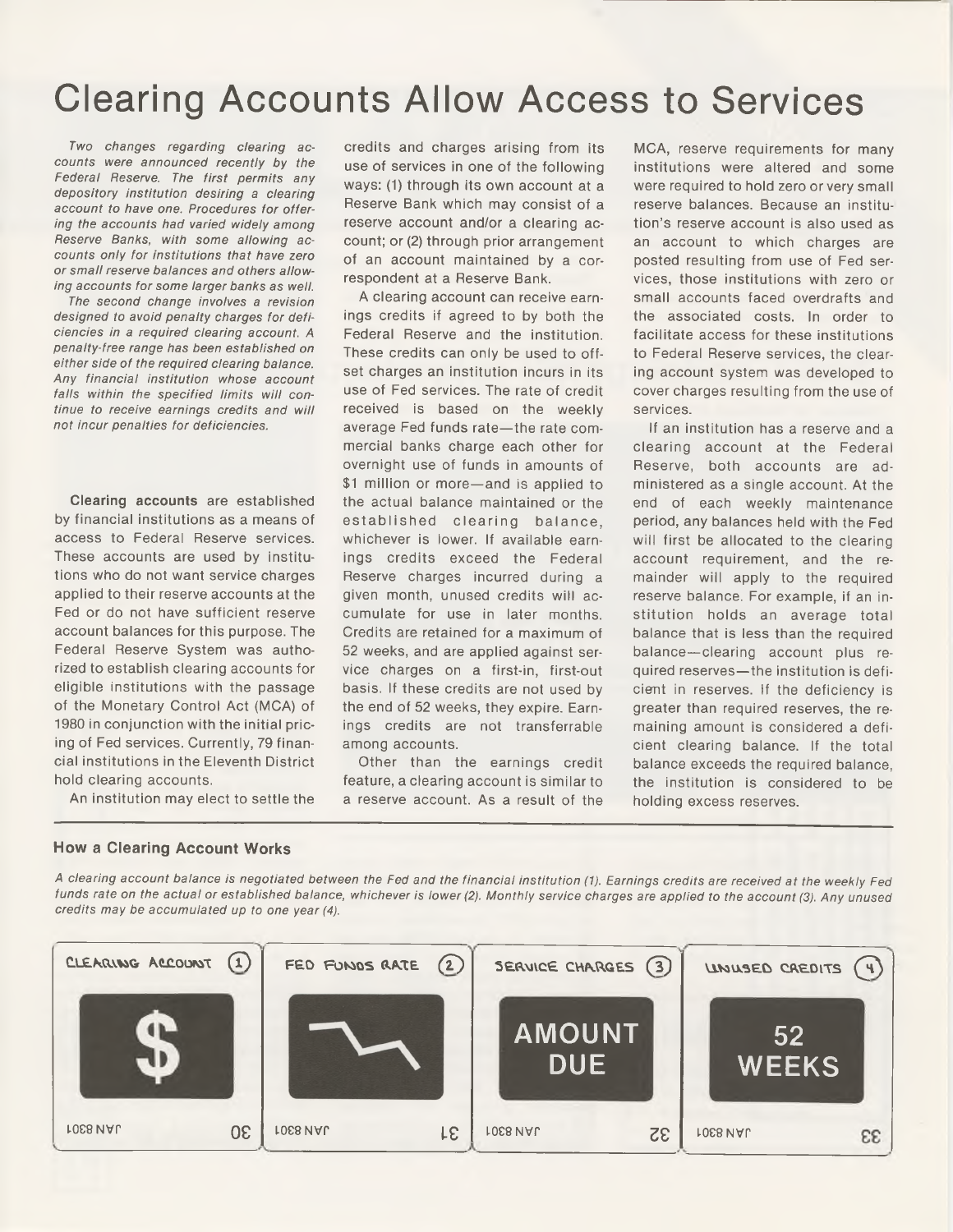# Clearing Accounts Allow Access to Services

*Two changes regarding clearing accounts were announced recently by the Federal Reserve. The first permits any depository institution desiring a clearing account to have one. Procedures for offering the accounts had varied widely among Reserve Banks, with some allowing accounts only for institutions that have zero or small reserve balances and others allowing accounts for some larger banks as well.*

*The second change involves a revision designed to avoid penalty charges for deficiencies in a required clearing account. A penalty-free range has been established on either side of the required clearing balance. Any financial institution whose account falls within the specified limits will continue to receive earnings credits and will not incur penalties for deficiencies.*

**Clearing accounts** are established by financial institutions as a means of access to Federal Reserve services. These accounts are used by institutions who do not want service charges applied to their reserve accounts at the Fed or do not have sufficient reserve account balances for this purpose. The Federal Reserve System was authorized to establish clearing accounts for eligible institutions with the passage of the Monetary Control Act (MCA) of 1980 in conjunction with the initial pricing of Fed services. Currently, 79 financial institutions in the Eleventh District hold clearing accounts.

An institution may elect to settle the credits and charges arising from its use of services in one of the following ways: (1) through its own account at a Reserve Bank which may consist of a reserve account and/or a clearing account; or (2) through prior arrangement of an account maintained by a correspondent at a Reserve Bank.

A clearing account can receive earnings credits if agreed to by both the Federal Reserve and the institution. These credits can only be used to offset charges an institution incurs in its use of Fed services. The rate of credit received is based on the weekly average Fed funds rate—the rate commercial banks charge each other for overnight use of funds in amounts of $1 million or more—and is applied to the actual balance maintained or the established clearing balance, whichever is lower. If available earnings credits exceed the Federal Reserve charges incurred during a given month, unused credits will accumulate for use in later months. Credits are retained for a maximum of 52 weeks, and are applied against service charges on a first-in, first-out basis. If these credits are not used by the end of 52 weeks, they expire. Earnings credits are not transferrable among accounts.

Other than the earnings credit feature, a clearing account is similar to a reserve account. As a result of the MCA, reserve requirements for many institutions were altered and some were required to hold zero or very small reserve balances. Because an institution's reserve account is also used as an account to which charges are posted resulting from use of Fed services, those institutions with zero or small accounts faced overdrafts and the associated costs. In order to facilitate access for these institutions to Federal Reserve services, the clearing account system was developed to cover charges resulting from the use of services.

If an institution has a reserve and a clearing account at the Federal Reserve, both accounts are administered as a single account. At the end of each weekly maintenance period, any balances held with the Fed will first be allocated to the clearing account requirement, and the remainder will apply to the required reserve balance. For example, if an institution holds an average total balance that is less than the required balance—clearing account plus required reserves—the institution is deficient in reserves. If the deficiency is greater than required reserves, the remaining amount is considered a deficient clearing balance. If the total balance exceeds the required balance, the institution is considered to be holding excess reserves.

### How a Clearing Account Works

*A clearing account balance is negotiated between the Fed and the financial institution (1). Earnings credits are received at the weekly Fed funds rate on the actual or established balance, whichever is lower (2). Monthly service charges are applied to the account (3). Any unused credits may be accumulated up to one year (4).*

CLEARING ACCOUNT (1) — $

FED FUNDS RATE (2)

SERVICE CHARGES (3) — AMOUNT DUE

UNUSED CREDITS (4) — 52 WEEKS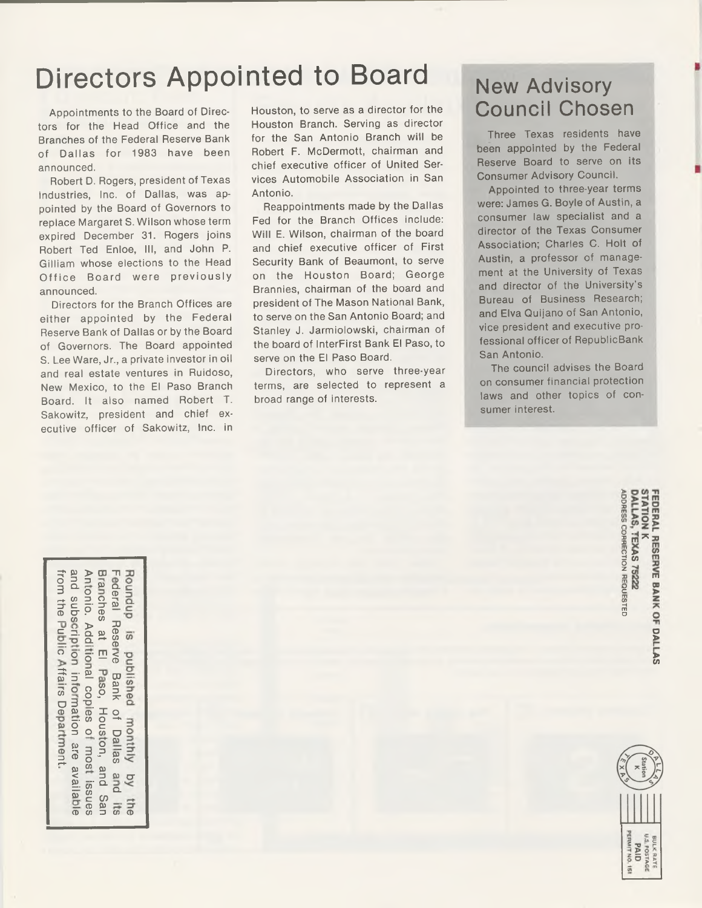# Directors Appointed to Board

Appointments to the Board of Directors for the Head Office and the Branches of the Federal Reserve Bank of Dallas for 1983 have been announced.

Robert D. Rogers, president of Texas Industries, Inc. of Dallas, was appointed by the Board of Governors to replace Margaret S. Wilson whose term expired December 31. Rogers joins Robert Ted Enloe, III, and John P. Gilliam whose elections to the Head Office Board were previously announced.

Directors for the Branch Offices are either appointed by the Federal Reserve Bank of Dallas or by the Board of Governors. The Board appointed S. Lee Ware, Jr., a private investor in oil and real estate ventures in Ruidoso, New Mexico, to the El Paso Branch Board. It also named Robert T. Sakowitz, president and chief executive officer of Sakowitz, Inc. in Houston, to serve as a director for the Houston Branch. Serving as director for the San Antonio Branch will be Robert F. McDermott, chairman and chief executive officer of United Services Automobile Association in San Antonio.

Reappointments made by the Dallas Fed for the Branch Offices include: Will E. Wilson, chairman of the board and chief executive officer of First Security Bank of Beaumont, to serve on the Houston Board; George Brannies, chairman of the board and president of The Mason National Bank, to serve on the San Antonio Board; and Stanley J. Jarmiolowski, chairman of the board of InterFirst Bank El Paso, to serve on the El Paso Board.

Directors, who serve three-year terms, are selected to represent a broad range of interests.

## New Advisory Council Chosen

Three Texas residents have been appointed by the Federal Reserve Board to serve on its Consumer Advisory Council.

Appointed to three-year terms were: James G. Boyle of Austin, a consumer law specialist and a director of the Texas Consumer Association; Charles C. Holt of Austin, a professor of management at the University of Texas and director of the University's Bureau of Business Research; and Elva Quijano of San Antonio, vice president and executive professional officer of RepublicBank San Antonio.

The council advises the Board on consumer financial protection laws and other topics of consumer interest.

Roundup is published monthly by the Federal Reserve Bank of Dallas and its Branches at El Paso, Houston, and San Antonio. Additional copies of most issues and subscription information are available from the Public Affairs Department.

**FEDERAL RESERVE BANK OF DALLAS**
**STATION K**
**DALLAS, TEXAS 75222**
ADDRESS CORRECTION REQUESTED

DALLAS Station K TEXAS

BULK RATE
U.S. POSTAGE
PAID
PERMIT NO. 151